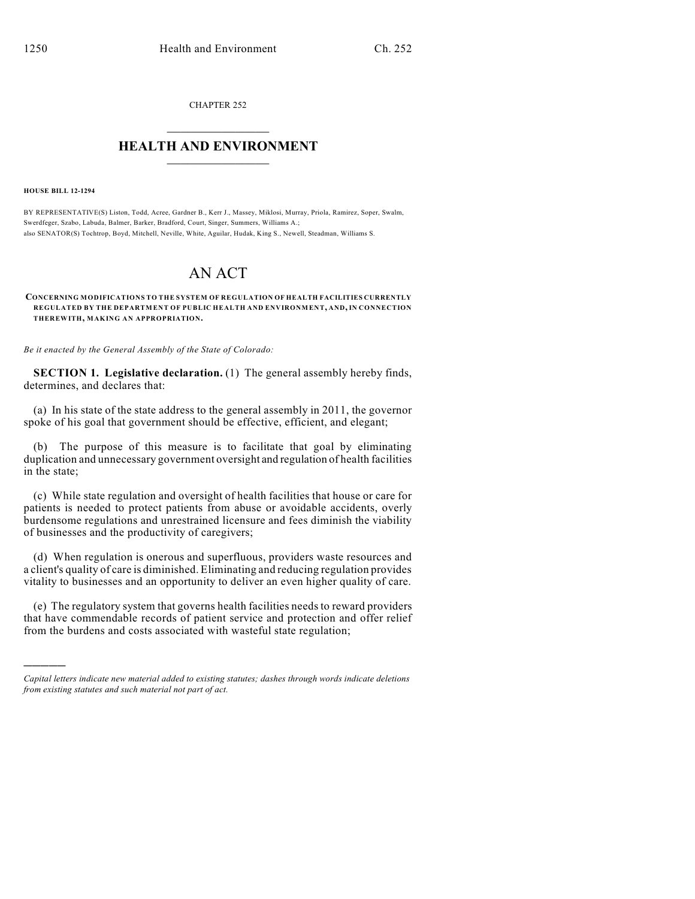CHAPTER 252

# HEALTH AND ENVIRONMENT

**HOUSE BILL 12-1294**

BY REPRESENTATIVE(S) Liston, Todd, Acree, Gardner B., Kerr J., Massey, Miklosi, Murray, Priola, Ramirez, Soper, Swalm, Swerdfeger, Szabo, Labuda, Balmer, Barker, Bradford, Court, Singer, Summers, Williams A.;
also SENATOR(S) Tochtrop, Boyd, Mitchell, Neville, White, Aguilar, Hudak, King S., Newell, Steadman, Williams S.

# AN ACT

**CONCERNING MODIFICATIONS TO THE SYSTEM OF REGULATION OF HEALTH FACILITIES CURRENTLY REGULATED BY THE DEPARTMENT OF PUBLIC HEALTH AND ENVIRONMENT, AND, IN CONNECTION THEREWITH, MAKING AN APPROPRIATION.**

*Be it enacted by the General Assembly of the State of Colorado:*

**SECTION 1. Legislative declaration.** (1) The general assembly hereby finds, determines, and declares that:

(a) In his state of the state address to the general assembly in 2011, the governor spoke of his goal that government should be effective, efficient, and elegant;

(b) The purpose of this measure is to facilitate that goal by eliminating duplication and unnecessary government oversight and regulation of health facilities in the state;

(c) While state regulation and oversight of health facilities that house or care for patients is needed to protect patients from abuse or avoidable accidents, overly burdensome regulations and unrestrained licensure and fees diminish the viability of businesses and the productivity of caregivers;

(d) When regulation is onerous and superfluous, providers waste resources and a client's quality of care is diminished. Eliminating and reducing regulation provides vitality to businesses and an opportunity to deliver an even higher quality of care.

(e) The regulatory system that governs health facilities needs to reward providers that have commendable records of patient service and protection and offer relief from the burdens and costs associated with wasteful state regulation;

---

*Capital letters indicate new material added to existing statutes; dashes through words indicate deletions from existing statutes and such material not part of act.*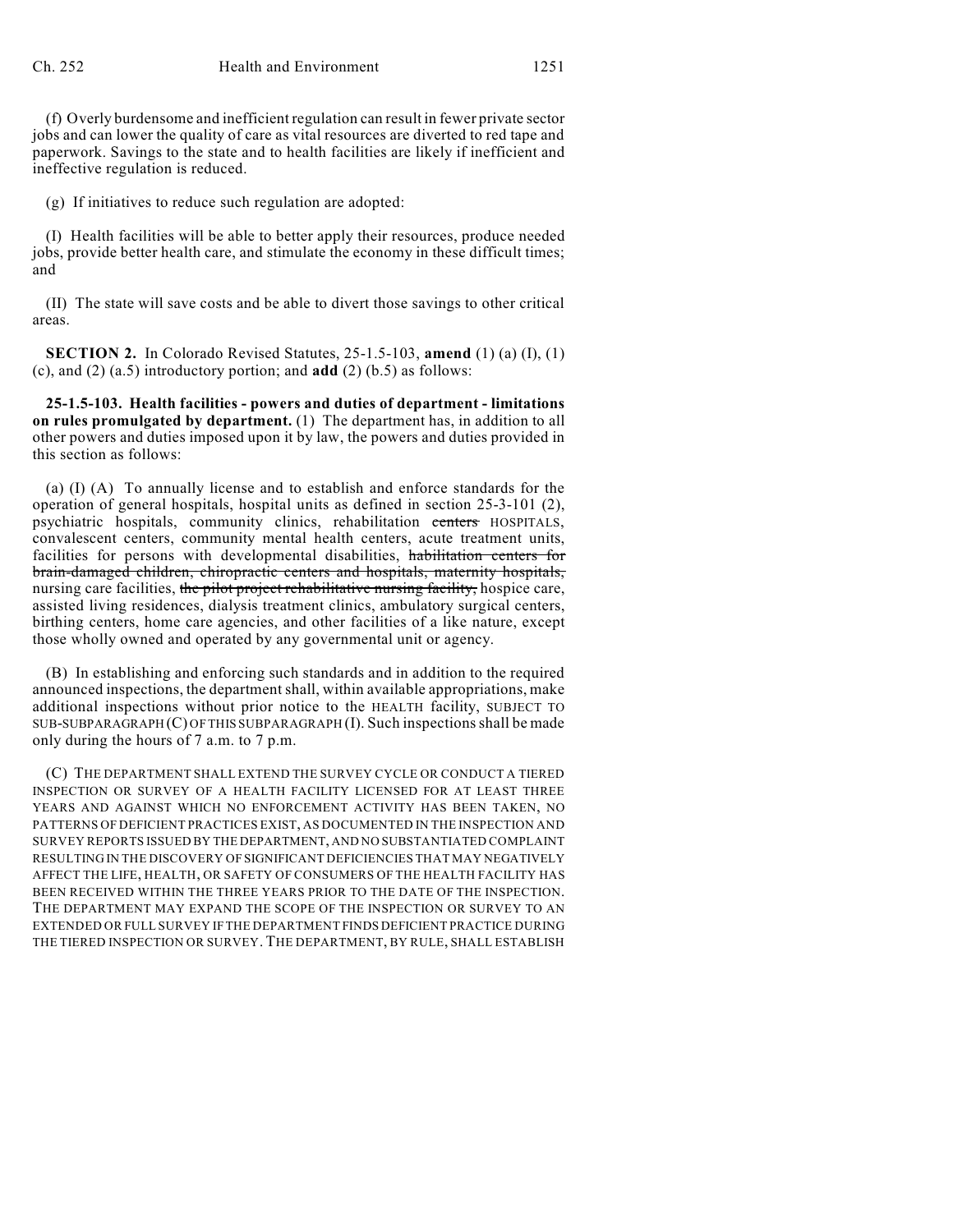(f) Overly burdensome and inefficient regulation can result in fewer private sector jobs and can lower the quality of care as vital resources are diverted to red tape and paperwork. Savings to the state and to health facilities are likely if inefficient and ineffective regulation is reduced.

(g) If initiatives to reduce such regulation are adopted:

(I) Health facilities will be able to better apply their resources, produce needed jobs, provide better health care, and stimulate the economy in these difficult times; and

(II) The state will save costs and be able to divert those savings to other critical areas.

**SECTION 2.** In Colorado Revised Statutes, 25-1.5-103, **amend** (1) (a) (I), (1) (c), and (2) (a.5) introductory portion; and **add** (2) (b.5) as follows:

**25-1.5-103. Health facilities - powers and duties of department - limitations on rules promulgated by department.** (1) The department has, in addition to all other powers and duties imposed upon it by law, the powers and duties provided in this section as follows:

(a) (I) (A) To annually license and to establish and enforce standards for the operation of general hospitals, hospital units as defined in section 25-3-101 (2), psychiatric hospitals, community clinics, rehabilitation ~~centers~~ HOSPITALS, convalescent centers, community mental health centers, acute treatment units, facilities for persons with developmental disabilities, ~~habilitation centers for brain-damaged children, chiropractic centers and hospitals, maternity hospitals,~~ nursing care facilities, ~~the pilot project rehabilitative nursing facility,~~ hospice care, assisted living residences, dialysis treatment clinics, ambulatory surgical centers, birthing centers, home care agencies, and other facilities of a like nature, except those wholly owned and operated by any governmental unit or agency.

(B) In establishing and enforcing such standards and in addition to the required announced inspections, the department shall, within available appropriations, make additional inspections without prior notice to the HEALTH facility, SUBJECT TO SUB-SUBPARAGRAPH (C) OF THIS SUBPARAGRAPH (I). Such inspections shall be made only during the hours of 7 a.m. to 7 p.m.

(C) THE DEPARTMENT SHALL EXTEND THE SURVEY CYCLE OR CONDUCT A TIERED INSPECTION OR SURVEY OF A HEALTH FACILITY LICENSED FOR AT LEAST THREE YEARS AND AGAINST WHICH NO ENFORCEMENT ACTIVITY HAS BEEN TAKEN, NO PATTERNS OF DEFICIENT PRACTICES EXIST, AS DOCUMENTED IN THE INSPECTION AND SURVEY REPORTS ISSUED BY THE DEPARTMENT, AND NO SUBSTANTIATED COMPLAINT RESULTING IN THE DISCOVERY OF SIGNIFICANT DEFICIENCIES THAT MAY NEGATIVELY AFFECT THE LIFE, HEALTH, OR SAFETY OF CONSUMERS OF THE HEALTH FACILITY HAS BEEN RECEIVED WITHIN THE THREE YEARS PRIOR TO THE DATE OF THE INSPECTION. THE DEPARTMENT MAY EXPAND THE SCOPE OF THE INSPECTION OR SURVEY TO AN EXTENDED OR FULL SURVEY IF THE DEPARTMENT FINDS DEFICIENT PRACTICE DURING THE TIERED INSPECTION OR SURVEY. THE DEPARTMENT, BY RULE, SHALL ESTABLISH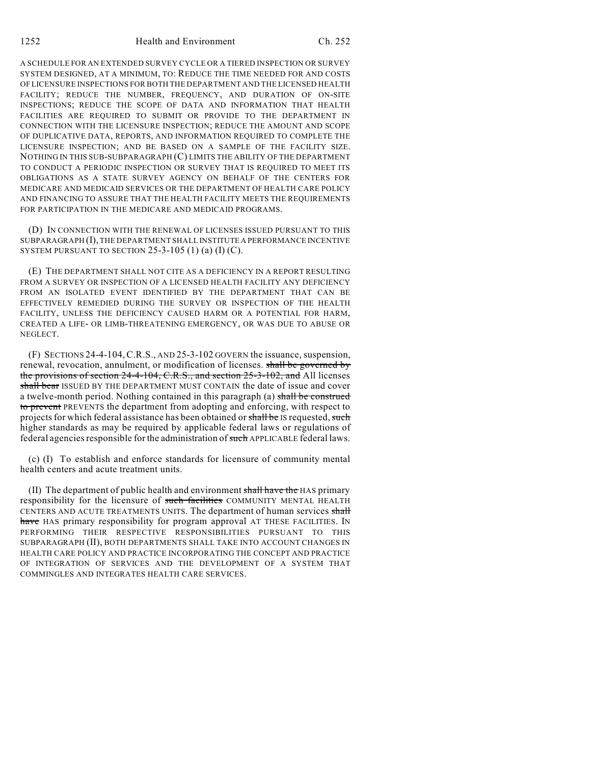A SCHEDULE FOR AN EXTENDED SURVEY CYCLE OR A TIERED INSPECTION OR SURVEY SYSTEM DESIGNED, AT A MINIMUM, TO: REDUCE THE TIME NEEDED FOR AND COSTS OF LICENSURE INSPECTIONS FOR BOTH THE DEPARTMENT AND THE LICENSED HEALTH FACILITY; REDUCE THE NUMBER, FREQUENCY, AND DURATION OF ON-SITE INSPECTIONS; REDUCE THE SCOPE OF DATA AND INFORMATION THAT HEALTH FACILITIES ARE REQUIRED TO SUBMIT OR PROVIDE TO THE DEPARTMENT IN CONNECTION WITH THE LICENSURE INSPECTION; REDUCE THE AMOUNT AND SCOPE OF DUPLICATIVE DATA, REPORTS, AND INFORMATION REQUIRED TO COMPLETE THE LICENSURE INSPECTION; AND BE BASED ON A SAMPLE OF THE FACILITY SIZE. NOTHING IN THIS SUB-SUBPARAGRAPH (C) LIMITS THE ABILITY OF THE DEPARTMENT TO CONDUCT A PERIODIC INSPECTION OR SURVEY THAT IS REQUIRED TO MEET ITS OBLIGATIONS AS A STATE SURVEY AGENCY ON BEHALF OF THE CENTERS FOR MEDICARE AND MEDICAID SERVICES OR THE DEPARTMENT OF HEALTH CARE POLICY AND FINANCING TO ASSURE THAT THE HEALTH FACILITY MEETS THE REQUIREMENTS FOR PARTICIPATION IN THE MEDICARE AND MEDICAID PROGRAMS.

(D) IN CONNECTION WITH THE RENEWAL OF LICENSES ISSUED PURSUANT TO THIS SUBPARAGRAPH (I), THE DEPARTMENT SHALL INSTITUTE A PERFORMANCE INCENTIVE SYSTEM PURSUANT TO SECTION 25-3-105 (1) (a) (I) (C).

(E) THE DEPARTMENT SHALL NOT CITE AS A DEFICIENCY IN A REPORT RESULTING FROM A SURVEY OR INSPECTION OF A LICENSED HEALTH FACILITY ANY DEFICIENCY FROM AN ISOLATED EVENT IDENTIFIED BY THE DEPARTMENT THAT CAN BE EFFECTIVELY REMEDIED DURING THE SURVEY OR INSPECTION OF THE HEALTH FACILITY, UNLESS THE DEFICIENCY CAUSED HARM OR A POTENTIAL FOR HARM, CREATED A LIFE- OR LIMB-THREATENING EMERGENCY, OR WAS DUE TO ABUSE OR NEGLECT.

(F) SECTIONS 24-4-104, C.R.S., AND 25-3-102 GOVERN the issuance, suspension, renewal, revocation, annulment, or modification of licenses. ~~shall be governed by the provisions of section 24-4-104, C.R.S., and section 25-3-102, and~~ All licenses ~~shall bear~~ ISSUED BY THE DEPARTMENT MUST CONTAIN the date of issue and cover a twelve-month period. Nothing contained in this paragraph (a) ~~shall be construed to prevent~~ PREVENTS the department from adopting and enforcing, with respect to projects for which federal assistance has been obtained or ~~shall be~~ IS requested, ~~such~~ higher standards as may be required by applicable federal laws or regulations of federal agencies responsible for the administration of ~~such~~ APPLICABLE federal laws.

(c) (I) To establish and enforce standards for licensure of community mental health centers and acute treatment units.

(II) The department of public health and environment ~~shall have the~~ HAS primary responsibility for the licensure of ~~such facilities~~ COMMUNITY MENTAL HEALTH CENTERS AND ACUTE TREATMENTS UNITS. The department of human services ~~shall have~~ HAS primary responsibility for program approval AT THESE FACILITIES. IN PERFORMING THEIR RESPECTIVE RESPONSIBILITIES PURSUANT TO THIS SUBPARAGRAPH (II), BOTH DEPARTMENTS SHALL TAKE INTO ACCOUNT CHANGES IN HEALTH CARE POLICY AND PRACTICE INCORPORATING THE CONCEPT AND PRACTICE OF INTEGRATION OF SERVICES AND THE DEVELOPMENT OF A SYSTEM THAT COMMINGLES AND INTEGRATES HEALTH CARE SERVICES.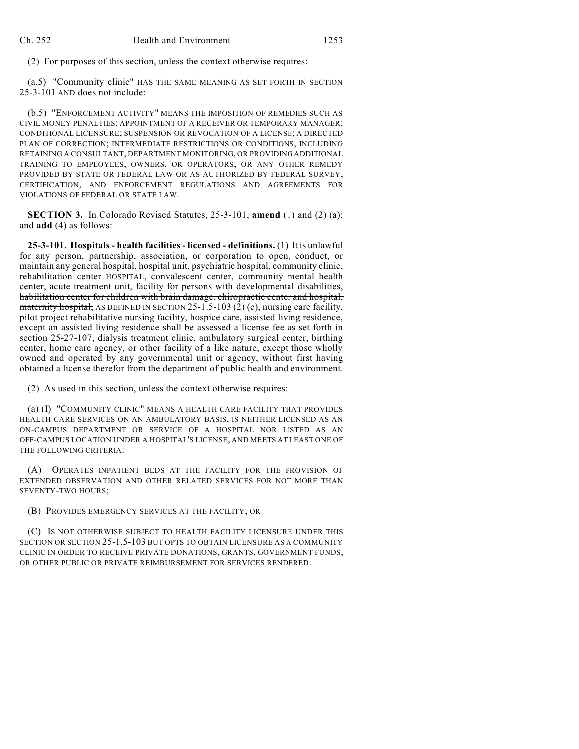(2) For purposes of this section, unless the context otherwise requires:

(a.5) "Community clinic" HAS THE SAME MEANING AS SET FORTH IN SECTION 25-3-101 AND does not include:

(b.5) "ENFORCEMENT ACTIVITY" MEANS THE IMPOSITION OF REMEDIES SUCH AS CIVIL MONEY PENALTIES; APPOINTMENT OF A RECEIVER OR TEMPORARY MANAGER; CONDITIONAL LICENSURE; SUSPENSION OR REVOCATION OF A LICENSE; A DIRECTED PLAN OF CORRECTION; INTERMEDIATE RESTRICTIONS OR CONDITIONS, INCLUDING RETAINING A CONSULTANT, DEPARTMENT MONITORING, OR PROVIDING ADDITIONAL TRAINING TO EMPLOYEES, OWNERS, OR OPERATORS; OR ANY OTHER REMEDY PROVIDED BY STATE OR FEDERAL LAW OR AS AUTHORIZED BY FEDERAL SURVEY, CERTIFICATION, AND ENFORCEMENT REGULATIONS AND AGREEMENTS FOR VIOLATIONS OF FEDERAL OR STATE LAW.

**SECTION 3.** In Colorado Revised Statutes, 25-3-101, **amend** (1) and (2) (a); and **add** (4) as follows:

**25-3-101. Hospitals - health facilities - licensed - definitions.** (1) It is unlawful for any person, partnership, association, or corporation to open, conduct, or maintain any general hospital, hospital unit, psychiatric hospital, community clinic, rehabilitation ~~center~~ HOSPITAL, convalescent center, community mental health center, acute treatment unit, facility for persons with developmental disabilities, ~~habilitation center for children with brain damage, chiropractic center and hospital, maternity hospital,~~ AS DEFINED IN SECTION 25-1.5-103 (2) (c), nursing care facility, ~~pilot project rehabilitative nursing facility,~~ hospice care, assisted living residence, except an assisted living residence shall be assessed a license fee as set forth in section 25-27-107, dialysis treatment clinic, ambulatory surgical center, birthing center, home care agency, or other facility of a like nature, except those wholly owned and operated by any governmental unit or agency, without first having obtained a license ~~therefor~~ from the department of public health and environment.

(2) As used in this section, unless the context otherwise requires:

(a) (I) "COMMUNITY CLINIC" MEANS A HEALTH CARE FACILITY THAT PROVIDES HEALTH CARE SERVICES ON AN AMBULATORY BASIS, IS NEITHER LICENSED AS AN ON-CAMPUS DEPARTMENT OR SERVICE OF A HOSPITAL NOR LISTED AS AN OFF-CAMPUS LOCATION UNDER A HOSPITAL'S LICENSE, AND MEETS AT LEAST ONE OF THE FOLLOWING CRITERIA:

(A) OPERATES INPATIENT BEDS AT THE FACILITY FOR THE PROVISION OF EXTENDED OBSERVATION AND OTHER RELATED SERVICES FOR NOT MORE THAN SEVENTY-TWO HOURS;

(B) PROVIDES EMERGENCY SERVICES AT THE FACILITY; OR

(C) IS NOT OTHERWISE SUBJECT TO HEALTH FACILITY LICENSURE UNDER THIS SECTION OR SECTION 25-1.5-103 BUT OPTS TO OBTAIN LICENSURE AS A COMMUNITY CLINIC IN ORDER TO RECEIVE PRIVATE DONATIONS, GRANTS, GOVERNMENT FUNDS, OR OTHER PUBLIC OR PRIVATE REIMBURSEMENT FOR SERVICES RENDERED.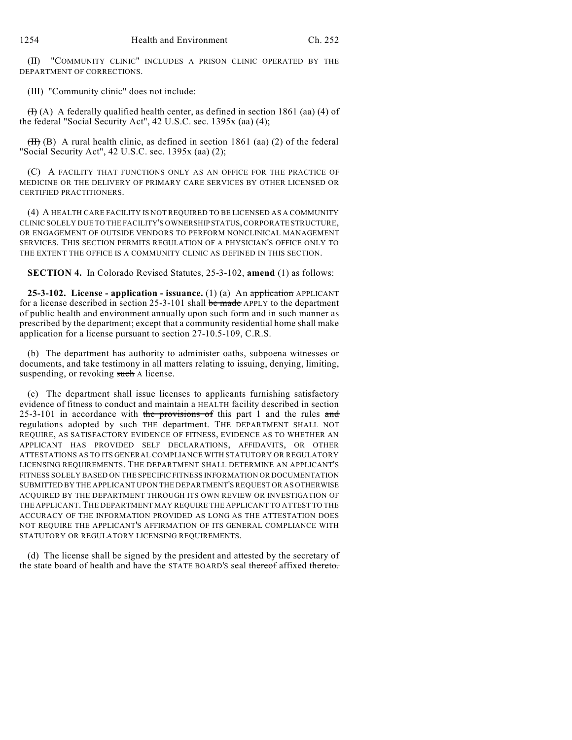(II) "COMMUNITY CLINIC" INCLUDES A PRISON CLINIC OPERATED BY THE DEPARTMENT OF CORRECTIONS.

(III) "Community clinic" does not include:

~~(I)~~ (A) A federally qualified health center, as defined in section 1861 (aa) (4) of the federal "Social Security Act", 42 U.S.C. sec. 1395x (aa) (4);

~~(II)~~ (B) A rural health clinic, as defined in section 1861 (aa) (2) of the federal "Social Security Act", 42 U.S.C. sec. 1395x (aa) (2);

(C) A FACILITY THAT FUNCTIONS ONLY AS AN OFFICE FOR THE PRACTICE OF MEDICINE OR THE DELIVERY OF PRIMARY CARE SERVICES BY OTHER LICENSED OR CERTIFIED PRACTITIONERS.

(4) A HEALTH CARE FACILITY IS NOT REQUIRED TO BE LICENSED AS A COMMUNITY CLINIC SOLELY DUE TO THE FACILITY'S OWNERSHIP STATUS, CORPORATE STRUCTURE, OR ENGAGEMENT OF OUTSIDE VENDORS TO PERFORM NONCLINICAL MANAGEMENT SERVICES. THIS SECTION PERMITS REGULATION OF A PHYSICIAN'S OFFICE ONLY TO THE EXTENT THE OFFICE IS A COMMUNITY CLINIC AS DEFINED IN THIS SECTION.

**SECTION 4.** In Colorado Revised Statutes, 25-3-102, **amend** (1) as follows:

**25-3-102. License - application - issuance.** (1) (a) An ~~application~~ APPLICANT for a license described in section 25-3-101 shall ~~be made~~ APPLY to the department of public health and environment annually upon such form and in such manner as prescribed by the department; except that a community residential home shall make application for a license pursuant to section 27-10.5-109, C.R.S.

(b) The department has authority to administer oaths, subpoena witnesses or documents, and take testimony in all matters relating to issuing, denying, limiting, suspending, or revoking ~~such~~ A license.

(c) The department shall issue licenses to applicants furnishing satisfactory evidence of fitness to conduct and maintain a HEALTH facility described in section 25-3-101 in accordance with ~~the provisions of~~ this part 1 and the rules ~~and regulations~~ adopted by ~~such~~ THE department. THE DEPARTMENT SHALL NOT REQUIRE, AS SATISFACTORY EVIDENCE OF FITNESS, EVIDENCE AS TO WHETHER AN APPLICANT HAS PROVIDED SELF DECLARATIONS, AFFIDAVITS, OR OTHER ATTESTATIONS AS TO ITS GENERAL COMPLIANCE WITH STATUTORY OR REGULATORY LICENSING REQUIREMENTS. THE DEPARTMENT SHALL DETERMINE AN APPLICANT'S FITNESS SOLELY BASED ON THE SPECIFIC FITNESS INFORMATION OR DOCUMENTATION SUBMITTED BY THE APPLICANT UPON THE DEPARTMENT'S REQUEST OR AS OTHERWISE ACQUIRED BY THE DEPARTMENT THROUGH ITS OWN REVIEW OR INVESTIGATION OF THE APPLICANT. THE DEPARTMENT MAY REQUIRE THE APPLICANT TO ATTEST TO THE ACCURACY OF THE INFORMATION PROVIDED AS LONG AS THE ATTESTATION DOES NOT REQUIRE THE APPLICANT'S AFFIRMATION OF ITS GENERAL COMPLIANCE WITH STATUTORY OR REGULATORY LICENSING REQUIREMENTS.

(d) The license shall be signed by the president and attested by the secretary of the state board of health and have the STATE BOARD'S seal ~~thereof~~ affixed ~~thereto.~~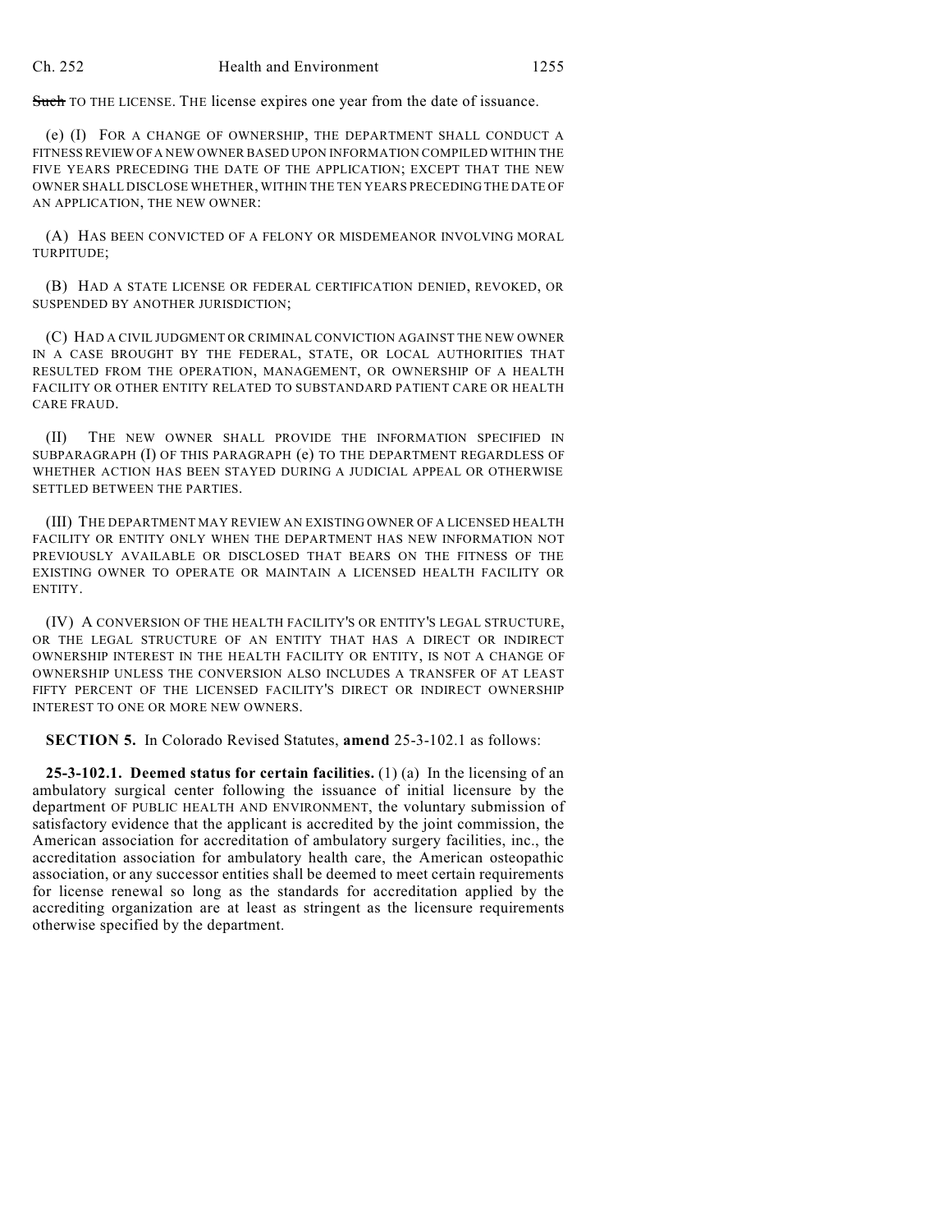~~Such~~ TO THE LICENSE. THE license expires one year from the date of issuance.

(e) (I) FOR A CHANGE OF OWNERSHIP, THE DEPARTMENT SHALL CONDUCT A FITNESS REVIEW OF A NEW OWNER BASED UPON INFORMATION COMPILED WITHIN THE FIVE YEARS PRECEDING THE DATE OF THE APPLICATION; EXCEPT THAT THE NEW OWNER SHALL DISCLOSE WHETHER, WITHIN THE TEN YEARS PRECEDING THE DATE OF AN APPLICATION, THE NEW OWNER:

(A) HAS BEEN CONVICTED OF A FELONY OR MISDEMEANOR INVOLVING MORAL TURPITUDE;

(B) HAD A STATE LICENSE OR FEDERAL CERTIFICATION DENIED, REVOKED, OR SUSPENDED BY ANOTHER JURISDICTION;

(C) HAD A CIVIL JUDGMENT OR CRIMINAL CONVICTION AGAINST THE NEW OWNER IN A CASE BROUGHT BY THE FEDERAL, STATE, OR LOCAL AUTHORITIES THAT RESULTED FROM THE OPERATION, MANAGEMENT, OR OWNERSHIP OF A HEALTH FACILITY OR OTHER ENTITY RELATED TO SUBSTANDARD PATIENT CARE OR HEALTH CARE FRAUD.

(II) THE NEW OWNER SHALL PROVIDE THE INFORMATION SPECIFIED IN SUBPARAGRAPH (I) OF THIS PARAGRAPH (e) TO THE DEPARTMENT REGARDLESS OF WHETHER ACTION HAS BEEN STAYED DURING A JUDICIAL APPEAL OR OTHERWISE SETTLED BETWEEN THE PARTIES.

(III) THE DEPARTMENT MAY REVIEW AN EXISTING OWNER OF A LICENSED HEALTH FACILITY OR ENTITY ONLY WHEN THE DEPARTMENT HAS NEW INFORMATION NOT PREVIOUSLY AVAILABLE OR DISCLOSED THAT BEARS ON THE FITNESS OF THE EXISTING OWNER TO OPERATE OR MAINTAIN A LICENSED HEALTH FACILITY OR ENTITY.

(IV) A CONVERSION OF THE HEALTH FACILITY'S OR ENTITY'S LEGAL STRUCTURE, OR THE LEGAL STRUCTURE OF AN ENTITY THAT HAS A DIRECT OR INDIRECT OWNERSHIP INTEREST IN THE HEALTH FACILITY OR ENTITY, IS NOT A CHANGE OF OWNERSHIP UNLESS THE CONVERSION ALSO INCLUDES A TRANSFER OF AT LEAST FIFTY PERCENT OF THE LICENSED FACILITY'S DIRECT OR INDIRECT OWNERSHIP INTEREST TO ONE OR MORE NEW OWNERS.

**SECTION 5.** In Colorado Revised Statutes, **amend** 25-3-102.1 as follows:

**25-3-102.1. Deemed status for certain facilities.** (1) (a) In the licensing of an ambulatory surgical center following the issuance of initial licensure by the department OF PUBLIC HEALTH AND ENVIRONMENT, the voluntary submission of satisfactory evidence that the applicant is accredited by the joint commission, the American association for accreditation of ambulatory surgery facilities, inc., the accreditation association for ambulatory health care, the American osteopathic association, or any successor entities shall be deemed to meet certain requirements for license renewal so long as the standards for accreditation applied by the accrediting organization are at least as stringent as the licensure requirements otherwise specified by the department.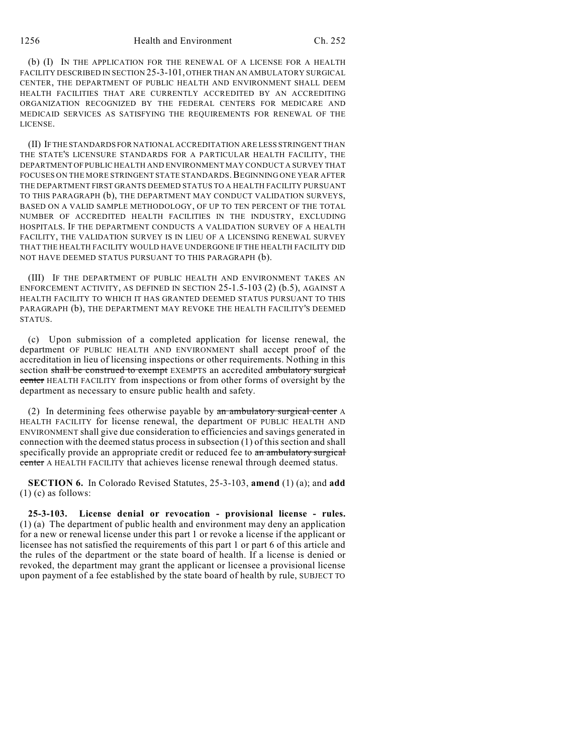(b) (I) IN THE APPLICATION FOR THE RENEWAL OF A LICENSE FOR A HEALTH FACILITY DESCRIBED IN SECTION 25-3-101, OTHER THAN AN AMBULATORY SURGICAL CENTER, THE DEPARTMENT OF PUBLIC HEALTH AND ENVIRONMENT SHALL DEEM HEALTH FACILITIES THAT ARE CURRENTLY ACCREDITED BY AN ACCREDITING ORGANIZATION RECOGNIZED BY THE FEDERAL CENTERS FOR MEDICARE AND MEDICAID SERVICES AS SATISFYING THE REQUIREMENTS FOR RENEWAL OF THE LICENSE.

(II) IF THE STANDARDS FOR NATIONAL ACCREDITATION ARE LESS STRINGENT THAN THE STATE'S LICENSURE STANDARDS FOR A PARTICULAR HEALTH FACILITY, THE DEPARTMENT OF PUBLIC HEALTH AND ENVIRONMENT MAY CONDUCT A SURVEY THAT FOCUSES ON THE MORE STRINGENT STATE STANDARDS. BEGINNING ONE YEAR AFTER THE DEPARTMENT FIRST GRANTS DEEMED STATUS TO A HEALTH FACILITY PURSUANT TO THIS PARAGRAPH (b), THE DEPARTMENT MAY CONDUCT VALIDATION SURVEYS, BASED ON A VALID SAMPLE METHODOLOGY, OF UP TO TEN PERCENT OF THE TOTAL NUMBER OF ACCREDITED HEALTH FACILITIES IN THE INDUSTRY, EXCLUDING HOSPITALS. IF THE DEPARTMENT CONDUCTS A VALIDATION SURVEY OF A HEALTH FACILITY, THE VALIDATION SURVEY IS IN LIEU OF A LICENSING RENEWAL SURVEY THAT THE HEALTH FACILITY WOULD HAVE UNDERGONE IF THE HEALTH FACILITY DID NOT HAVE DEEMED STATUS PURSUANT TO THIS PARAGRAPH (b).

(III) IF THE DEPARTMENT OF PUBLIC HEALTH AND ENVIRONMENT TAKES AN ENFORCEMENT ACTIVITY, AS DEFINED IN SECTION 25-1.5-103 (2) (b.5), AGAINST A HEALTH FACILITY TO WHICH IT HAS GRANTED DEEMED STATUS PURSUANT TO THIS PARAGRAPH (b), THE DEPARTMENT MAY REVOKE THE HEALTH FACILITY'S DEEMED STATUS.

(c) Upon submission of a completed application for license renewal, the department OF PUBLIC HEALTH AND ENVIRONMENT shall accept proof of the accreditation in lieu of licensing inspections or other requirements. Nothing in this section ~~shall be construed to exempt~~ EXEMPTS an accredited ~~ambulatory surgical center~~ HEALTH FACILITY from inspections or from other forms of oversight by the department as necessary to ensure public health and safety.

(2) In determining fees otherwise payable by ~~an ambulatory surgical center~~ A HEALTH FACILITY for license renewal, the department OF PUBLIC HEALTH AND ENVIRONMENT shall give due consideration to efficiencies and savings generated in connection with the deemed status process in subsection (1) of this section and shall specifically provide an appropriate credit or reduced fee to ~~an ambulatory surgical center~~ A HEALTH FACILITY that achieves license renewal through deemed status.

**SECTION 6.** In Colorado Revised Statutes, 25-3-103, **amend** (1) (a); and **add** (1) (c) as follows:

**25-3-103. License denial or revocation - provisional license - rules.** (1) (a) The department of public health and environment may deny an application for a new or renewal license under this part 1 or revoke a license if the applicant or licensee has not satisfied the requirements of this part 1 or part 6 of this article and the rules of the department or the state board of health. If a license is denied or revoked, the department may grant the applicant or licensee a provisional license upon payment of a fee established by the state board of health by rule, SUBJECT TO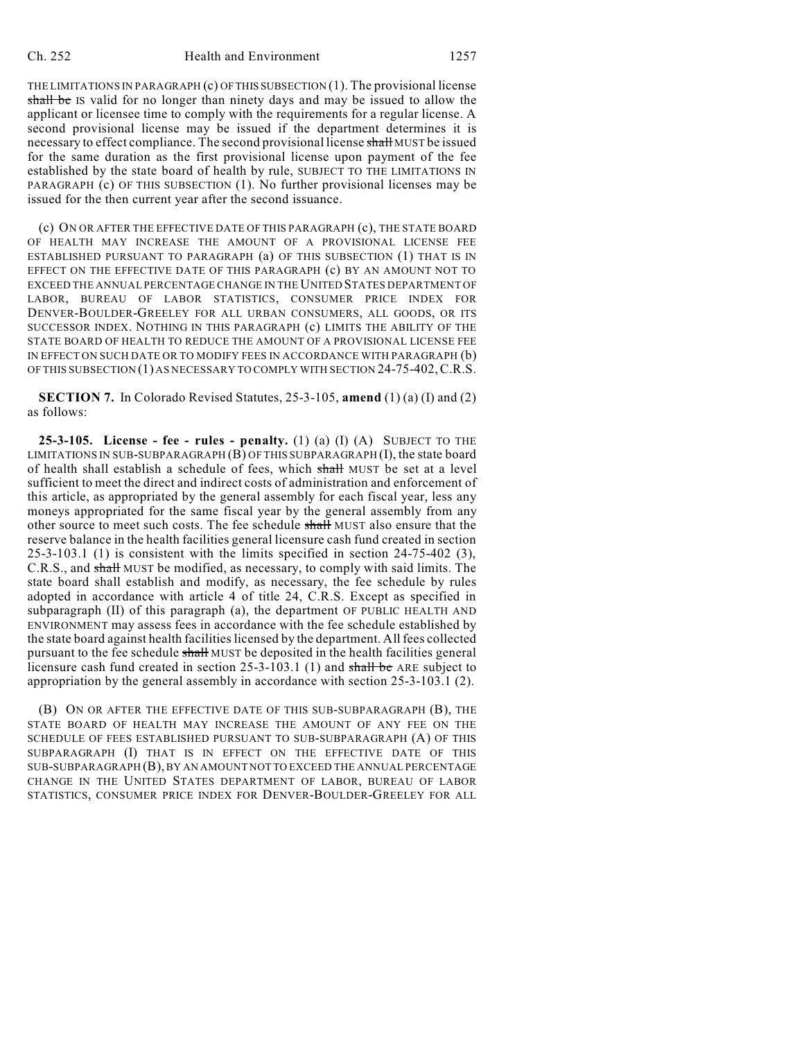THE LIMITATIONS IN PARAGRAPH (c) OF THIS SUBSECTION (1). The provisional license ~~shall be~~ IS valid for no longer than ninety days and may be issued to allow the applicant or licensee time to comply with the requirements for a regular license. A second provisional license may be issued if the department determines it is necessary to effect compliance. The second provisional license ~~shall~~ MUST be issued for the same duration as the first provisional license upon payment of the fee established by the state board of health by rule, SUBJECT TO THE LIMITATIONS IN PARAGRAPH (c) OF THIS SUBSECTION (1). No further provisional licenses may be issued for the then current year after the second issuance.

(c) ON OR AFTER THE EFFECTIVE DATE OF THIS PARAGRAPH (c), THE STATE BOARD OF HEALTH MAY INCREASE THE AMOUNT OF A PROVISIONAL LICENSE FEE ESTABLISHED PURSUANT TO PARAGRAPH (a) OF THIS SUBSECTION (1) THAT IS IN EFFECT ON THE EFFECTIVE DATE OF THIS PARAGRAPH (c) BY AN AMOUNT NOT TO EXCEED THE ANNUAL PERCENTAGE CHANGE IN THE UNITED STATES DEPARTMENT OF LABOR, BUREAU OF LABOR STATISTICS, CONSUMER PRICE INDEX FOR DENVER-BOULDER-GREELEY FOR ALL URBAN CONSUMERS, ALL GOODS, OR ITS SUCCESSOR INDEX. NOTHING IN THIS PARAGRAPH (c) LIMITS THE ABILITY OF THE STATE BOARD OF HEALTH TO REDUCE THE AMOUNT OF A PROVISIONAL LICENSE FEE IN EFFECT ON SUCH DATE OR TO MODIFY FEES IN ACCORDANCE WITH PARAGRAPH (b) OF THIS SUBSECTION (1) AS NECESSARY TO COMPLY WITH SECTION 24-75-402, C.R.S.

**SECTION 7.** In Colorado Revised Statutes, 25-3-105, **amend** (1) (a) (I) and (2) as follows:

**25-3-105. License - fee - rules - penalty.** (1) (a) (I) (A) SUBJECT TO THE LIMITATIONS IN SUB-SUBPARAGRAPH (B) OF THIS SUBPARAGRAPH (I), the state board of health shall establish a schedule of fees, which ~~shall~~ MUST be set at a level sufficient to meet the direct and indirect costs of administration and enforcement of this article, as appropriated by the general assembly for each fiscal year, less any moneys appropriated for the same fiscal year by the general assembly from any other source to meet such costs. The fee schedule ~~shall~~ MUST also ensure that the reserve balance in the health facilities general licensure cash fund created in section 25-3-103.1 (1) is consistent with the limits specified in section 24-75-402 (3), C.R.S., and ~~shall~~ MUST be modified, as necessary, to comply with said limits. The state board shall establish and modify, as necessary, the fee schedule by rules adopted in accordance with article 4 of title 24, C.R.S. Except as specified in subparagraph (II) of this paragraph (a), the department OF PUBLIC HEALTH AND ENVIRONMENT may assess fees in accordance with the fee schedule established by the state board against health facilities licensed by the department. All fees collected pursuant to the fee schedule ~~shall~~ MUST be deposited in the health facilities general licensure cash fund created in section 25-3-103.1 (1) and ~~shall be~~ ARE subject to appropriation by the general assembly in accordance with section 25-3-103.1 (2).

(B) ON OR AFTER THE EFFECTIVE DATE OF THIS SUB-SUBPARAGRAPH (B), THE STATE BOARD OF HEALTH MAY INCREASE THE AMOUNT OF ANY FEE ON THE SCHEDULE OF FEES ESTABLISHED PURSUANT TO SUB-SUBPARAGRAPH (A) OF THIS SUBPARAGRAPH (I) THAT IS IN EFFECT ON THE EFFECTIVE DATE OF THIS SUB-SUBPARAGRAPH (B), BY AN AMOUNT NOT TO EXCEED THE ANNUAL PERCENTAGE CHANGE IN THE UNITED STATES DEPARTMENT OF LABOR, BUREAU OF LABOR STATISTICS, CONSUMER PRICE INDEX FOR DENVER-BOULDER-GREELEY FOR ALL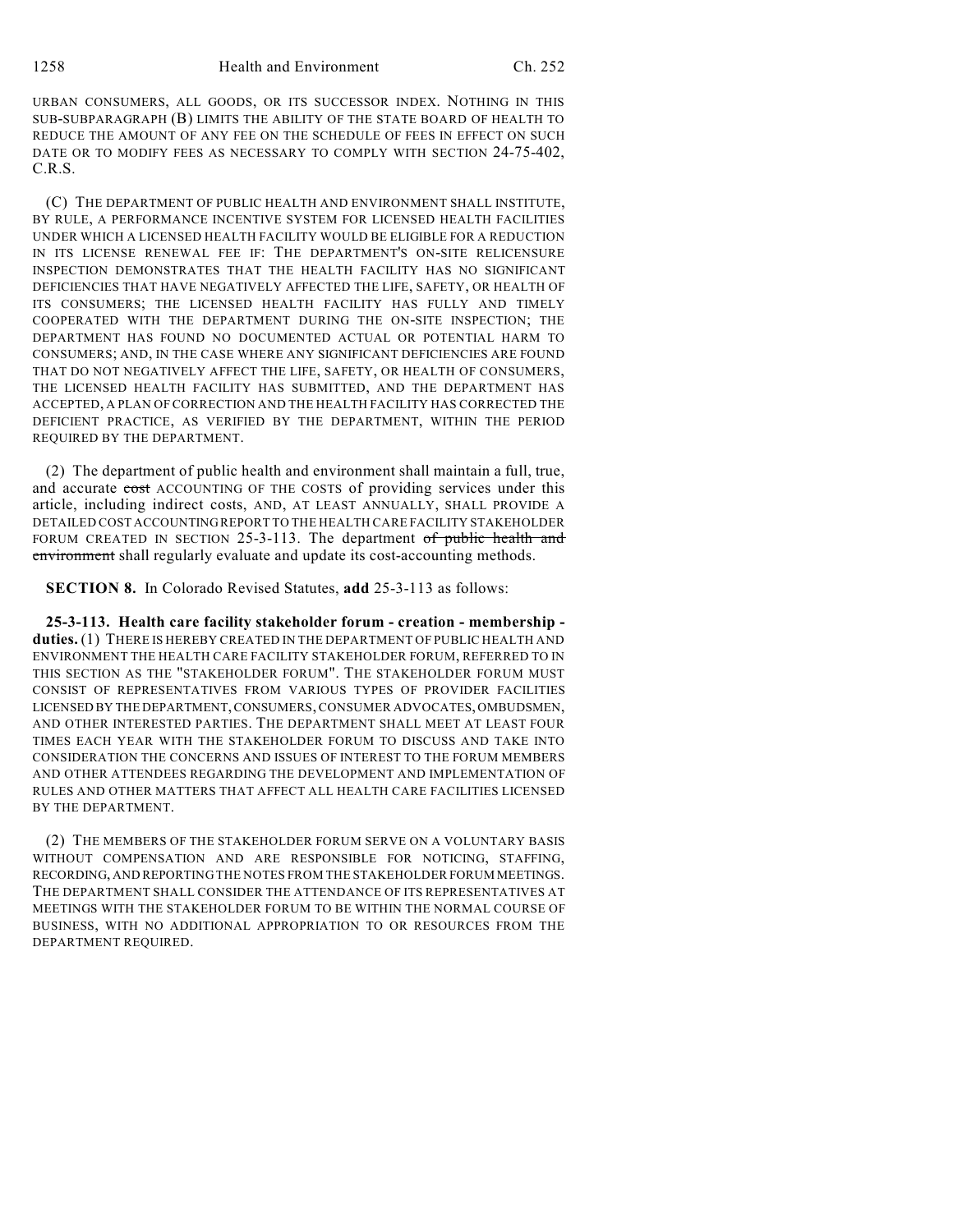URBAN CONSUMERS, ALL GOODS, OR ITS SUCCESSOR INDEX. NOTHING IN THIS SUB-SUBPARAGRAPH (B) LIMITS THE ABILITY OF THE STATE BOARD OF HEALTH TO REDUCE THE AMOUNT OF ANY FEE ON THE SCHEDULE OF FEES IN EFFECT ON SUCH DATE OR TO MODIFY FEES AS NECESSARY TO COMPLY WITH SECTION 24-75-402, C.R.S.

(C) THE DEPARTMENT OF PUBLIC HEALTH AND ENVIRONMENT SHALL INSTITUTE, BY RULE, A PERFORMANCE INCENTIVE SYSTEM FOR LICENSED HEALTH FACILITIES UNDER WHICH A LICENSED HEALTH FACILITY WOULD BE ELIGIBLE FOR A REDUCTION IN ITS LICENSE RENEWAL FEE IF: THE DEPARTMENT'S ON-SITE RELICENSURE INSPECTION DEMONSTRATES THAT THE HEALTH FACILITY HAS NO SIGNIFICANT DEFICIENCIES THAT HAVE NEGATIVELY AFFECTED THE LIFE, SAFETY, OR HEALTH OF ITS CONSUMERS; THE LICENSED HEALTH FACILITY HAS FULLY AND TIMELY COOPERATED WITH THE DEPARTMENT DURING THE ON-SITE INSPECTION; THE DEPARTMENT HAS FOUND NO DOCUMENTED ACTUAL OR POTENTIAL HARM TO CONSUMERS; AND, IN THE CASE WHERE ANY SIGNIFICANT DEFICIENCIES ARE FOUND THAT DO NOT NEGATIVELY AFFECT THE LIFE, SAFETY, OR HEALTH OF CONSUMERS, THE LICENSED HEALTH FACILITY HAS SUBMITTED, AND THE DEPARTMENT HAS ACCEPTED, A PLAN OF CORRECTION AND THE HEALTH FACILITY HAS CORRECTED THE DEFICIENT PRACTICE, AS VERIFIED BY THE DEPARTMENT, WITHIN THE PERIOD REQUIRED BY THE DEPARTMENT.

(2) The department of public health and environment shall maintain a full, true, and accurate ~~cost~~ ACCOUNTING OF THE COSTS of providing services under this article, including indirect costs, AND, AT LEAST ANNUALLY, SHALL PROVIDE A DETAILED COST ACCOUNTING REPORT TO THE HEALTH CARE FACILITY STAKEHOLDER FORUM CREATED IN SECTION 25-3-113. The department ~~of public health and environment~~ shall regularly evaluate and update its cost-accounting methods.

**SECTION 8.** In Colorado Revised Statutes, **add** 25-3-113 as follows:

**25-3-113. Health care facility stakeholder forum - creation - membership - duties.** (1) THERE IS HEREBY CREATED IN THE DEPARTMENT OF PUBLIC HEALTH AND ENVIRONMENT THE HEALTH CARE FACILITY STAKEHOLDER FORUM, REFERRED TO IN THIS SECTION AS THE "STAKEHOLDER FORUM". THE STAKEHOLDER FORUM MUST CONSIST OF REPRESENTATIVES FROM VARIOUS TYPES OF PROVIDER FACILITIES LICENSED BY THE DEPARTMENT, CONSUMERS, CONSUMER ADVOCATES, OMBUDSMEN, AND OTHER INTERESTED PARTIES. THE DEPARTMENT SHALL MEET AT LEAST FOUR TIMES EACH YEAR WITH THE STAKEHOLDER FORUM TO DISCUSS AND TAKE INTO CONSIDERATION THE CONCERNS AND ISSUES OF INTEREST TO THE FORUM MEMBERS AND OTHER ATTENDEES REGARDING THE DEVELOPMENT AND IMPLEMENTATION OF RULES AND OTHER MATTERS THAT AFFECT ALL HEALTH CARE FACILITIES LICENSED BY THE DEPARTMENT.

(2) THE MEMBERS OF THE STAKEHOLDER FORUM SERVE ON A VOLUNTARY BASIS WITHOUT COMPENSATION AND ARE RESPONSIBLE FOR NOTICING, STAFFING, RECORDING, AND REPORTING THE NOTES FROM THE STAKEHOLDER FORUM MEETINGS. THE DEPARTMENT SHALL CONSIDER THE ATTENDANCE OF ITS REPRESENTATIVES AT MEETINGS WITH THE STAKEHOLDER FORUM TO BE WITHIN THE NORMAL COURSE OF BUSINESS, WITH NO ADDITIONAL APPROPRIATION TO OR RESOURCES FROM THE DEPARTMENT REQUIRED.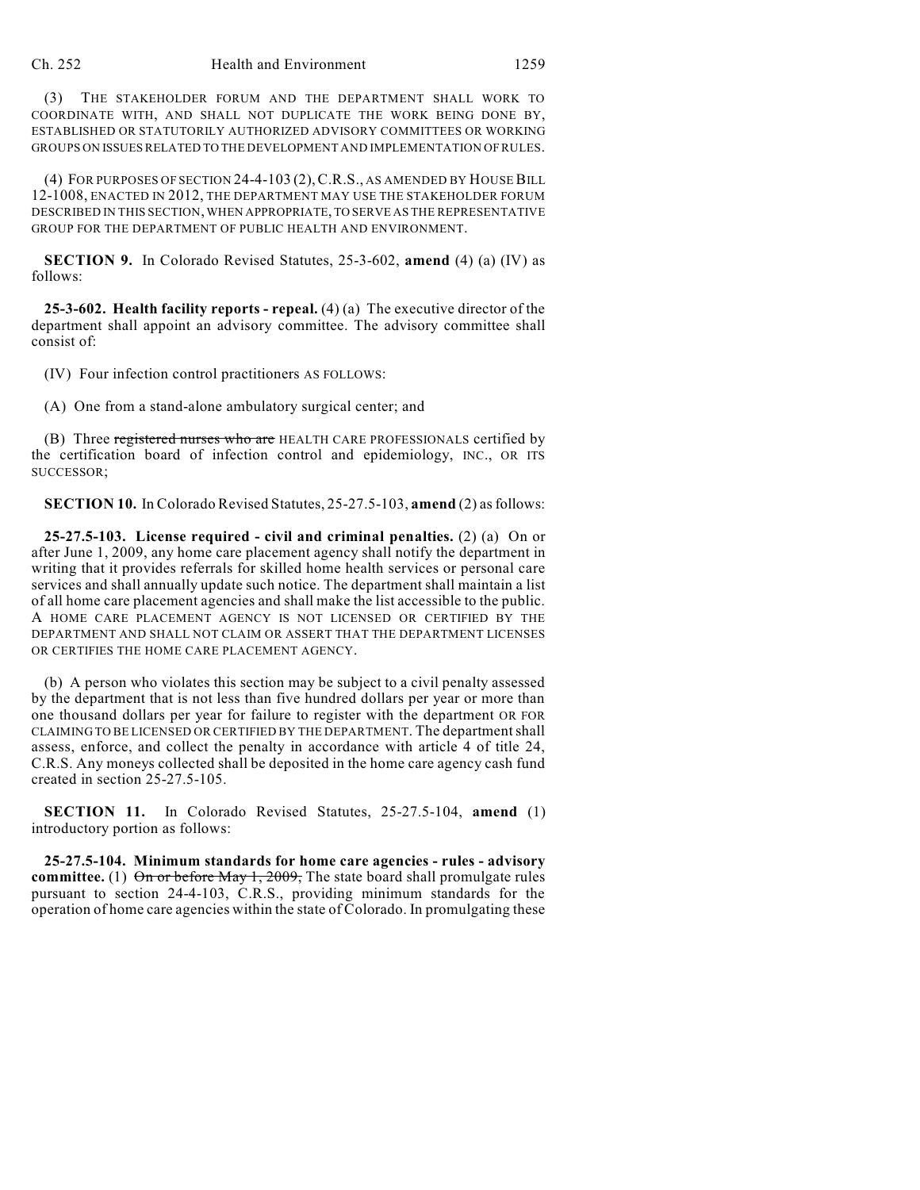(3) THE STAKEHOLDER FORUM AND THE DEPARTMENT SHALL WORK TO COORDINATE WITH, AND SHALL NOT DUPLICATE THE WORK BEING DONE BY, ESTABLISHED OR STATUTORILY AUTHORIZED ADVISORY COMMITTEES OR WORKING GROUPS ON ISSUES RELATED TO THE DEVELOPMENT AND IMPLEMENTATION OF RULES.

(4) FOR PURPOSES OF SECTION 24-4-103 (2), C.R.S., AS AMENDED BY HOUSE BILL 12-1008, ENACTED IN 2012, THE DEPARTMENT MAY USE THE STAKEHOLDER FORUM DESCRIBED IN THIS SECTION, WHEN APPROPRIATE, TO SERVE AS THE REPRESENTATIVE GROUP FOR THE DEPARTMENT OF PUBLIC HEALTH AND ENVIRONMENT.

**SECTION 9.** In Colorado Revised Statutes, 25-3-602, **amend** (4) (a) (IV) as follows:

**25-3-602. Health facility reports - repeal.** (4) (a) The executive director of the department shall appoint an advisory committee. The advisory committee shall consist of:

(IV) Four infection control practitioners AS FOLLOWS:

(A) One from a stand-alone ambulatory surgical center; and

(B) Three ~~registered nurses who are~~ HEALTH CARE PROFESSIONALS certified by the certification board of infection control and epidemiology, INC., OR ITS SUCCESSOR;

**SECTION 10.** In Colorado Revised Statutes, 25-27.5-103, **amend** (2) as follows:

**25-27.5-103. License required - civil and criminal penalties.** (2) (a) On or after June 1, 2009, any home care placement agency shall notify the department in writing that it provides referrals for skilled home health services or personal care services and shall annually update such notice. The department shall maintain a list of all home care placement agencies and shall make the list accessible to the public. A HOME CARE PLACEMENT AGENCY IS NOT LICENSED OR CERTIFIED BY THE DEPARTMENT AND SHALL NOT CLAIM OR ASSERT THAT THE DEPARTMENT LICENSES OR CERTIFIES THE HOME CARE PLACEMENT AGENCY.

(b) A person who violates this section may be subject to a civil penalty assessed by the department that is not less than five hundred dollars per year or more than one thousand dollars per year for failure to register with the department OR FOR CLAIMING TO BE LICENSED OR CERTIFIED BY THE DEPARTMENT. The department shall assess, enforce, and collect the penalty in accordance with article 4 of title 24, C.R.S. Any moneys collected shall be deposited in the home care agency cash fund created in section 25-27.5-105.

**SECTION 11.** In Colorado Revised Statutes, 25-27.5-104, **amend** (1) introductory portion as follows:

**25-27.5-104. Minimum standards for home care agencies - rules - advisory committee.** (1) ~~On or before May 1, 2009,~~ The state board shall promulgate rules pursuant to section 24-4-103, C.R.S., providing minimum standards for the operation of home care agencies within the state of Colorado. In promulgating these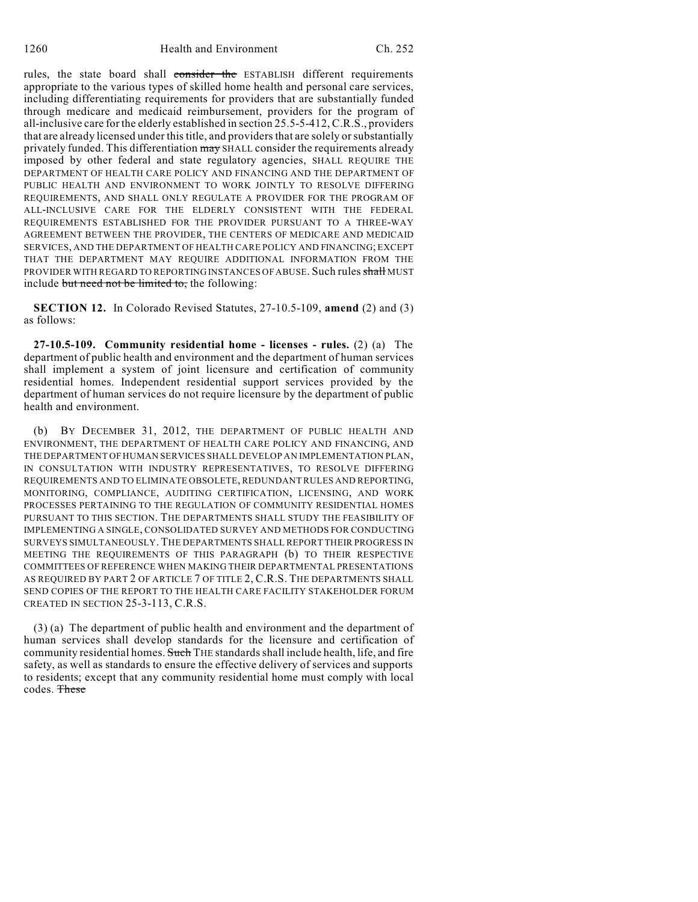rules, the state board shall ~~consider the~~ ESTABLISH different requirements appropriate to the various types of skilled home health and personal care services, including differentiating requirements for providers that are substantially funded through medicare and medicaid reimbursement, providers for the program of all-inclusive care for the elderly established in section 25.5-5-412, C.R.S., providers that are already licensed under this title, and providers that are solely or substantially privately funded. This differentiation ~~may~~ SHALL consider the requirements already imposed by other federal and state regulatory agencies, SHALL REQUIRE THE DEPARTMENT OF HEALTH CARE POLICY AND FINANCING AND THE DEPARTMENT OF PUBLIC HEALTH AND ENVIRONMENT TO WORK JOINTLY TO RESOLVE DIFFERING REQUIREMENTS, AND SHALL ONLY REGULATE A PROVIDER FOR THE PROGRAM OF ALL-INCLUSIVE CARE FOR THE ELDERLY CONSISTENT WITH THE FEDERAL REQUIREMENTS ESTABLISHED FOR THE PROVIDER PURSUANT TO A THREE-WAY AGREEMENT BETWEEN THE PROVIDER, THE CENTERS OF MEDICARE AND MEDICAID SERVICES, AND THE DEPARTMENT OF HEALTH CARE POLICY AND FINANCING; EXCEPT THAT THE DEPARTMENT MAY REQUIRE ADDITIONAL INFORMATION FROM THE PROVIDER WITH REGARD TO REPORTING INSTANCES OF ABUSE. Such rules ~~shall~~ MUST include ~~but need not be limited to,~~ the following:

**SECTION 12.** In Colorado Revised Statutes, 27-10.5-109, **amend** (2) and (3) as follows:

**27-10.5-109. Community residential home - licenses - rules.** (2) (a) The department of public health and environment and the department of human services shall implement a system of joint licensure and certification of community residential homes. Independent residential support services provided by the department of human services do not require licensure by the department of public health and environment.

(b) BY DECEMBER 31, 2012, THE DEPARTMENT OF PUBLIC HEALTH AND ENVIRONMENT, THE DEPARTMENT OF HEALTH CARE POLICY AND FINANCING, AND THE DEPARTMENT OF HUMAN SERVICES SHALL DEVELOP AN IMPLEMENTATION PLAN, IN CONSULTATION WITH INDUSTRY REPRESENTATIVES, TO RESOLVE DIFFERING REQUIREMENTS AND TO ELIMINATE OBSOLETE, REDUNDANT RULES AND REPORTING, MONITORING, COMPLIANCE, AUDITING CERTIFICATION, LICENSING, AND WORK PROCESSES PERTAINING TO THE REGULATION OF COMMUNITY RESIDENTIAL HOMES PURSUANT TO THIS SECTION. THE DEPARTMENTS SHALL STUDY THE FEASIBILITY OF IMPLEMENTING A SINGLE, CONSOLIDATED SURVEY AND METHODS FOR CONDUCTING SURVEYS SIMULTANEOUSLY. THE DEPARTMENTS SHALL REPORT THEIR PROGRESS IN MEETING THE REQUIREMENTS OF THIS PARAGRAPH (b) TO THEIR RESPECTIVE COMMITTEES OF REFERENCE WHEN MAKING THEIR DEPARTMENTAL PRESENTATIONS AS REQUIRED BY PART 2 OF ARTICLE 7 OF TITLE 2, C.R.S. THE DEPARTMENTS SHALL SEND COPIES OF THE REPORT TO THE HEALTH CARE FACILITY STAKEHOLDER FORUM CREATED IN SECTION 25-3-113, C.R.S.

(3) (a) The department of public health and environment and the department of human services shall develop standards for the licensure and certification of community residential homes. ~~Such~~ THE standards shall include health, life, and fire safety, as well as standards to ensure the effective delivery of services and supports to residents; except that any community residential home must comply with local codes. ~~These~~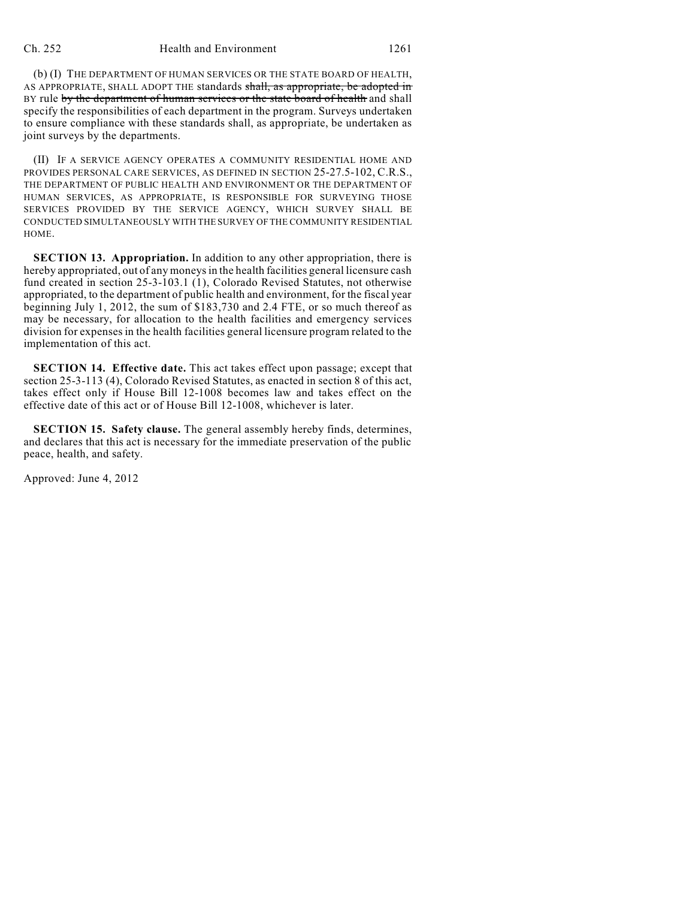(b) (I) THE DEPARTMENT OF HUMAN SERVICES OR THE STATE BOARD OF HEALTH, AS APPROPRIATE, SHALL ADOPT THE standards ~~shall, as appropriate, be adopted in~~ BY rule ~~by the department of human services or the state board of health~~ and shall specify the responsibilities of each department in the program. Surveys undertaken to ensure compliance with these standards shall, as appropriate, be undertaken as joint surveys by the departments.

(II) IF A SERVICE AGENCY OPERATES A COMMUNITY RESIDENTIAL HOME AND PROVIDES PERSONAL CARE SERVICES, AS DEFINED IN SECTION 25-27.5-102, C.R.S., THE DEPARTMENT OF PUBLIC HEALTH AND ENVIRONMENT OR THE DEPARTMENT OF HUMAN SERVICES, AS APPROPRIATE, IS RESPONSIBLE FOR SURVEYING THOSE SERVICES PROVIDED BY THE SERVICE AGENCY, WHICH SURVEY SHALL BE CONDUCTED SIMULTANEOUSLY WITH THE SURVEY OF THE COMMUNITY RESIDENTIAL HOME.

**SECTION 13. Appropriation.** In addition to any other appropriation, there is hereby appropriated, out of any moneys in the health facilities general licensure cash fund created in section 25-3-103.1 (1), Colorado Revised Statutes, not otherwise appropriated, to the department of public health and environment, for the fiscal year beginning July 1, 2012, the sum of $183,730 and 2.4 FTE, or so much thereof as may be necessary, for allocation to the health facilities and emergency services division for expenses in the health facilities general licensure program related to the implementation of this act.

**SECTION 14. Effective date.** This act takes effect upon passage; except that section 25-3-113 (4), Colorado Revised Statutes, as enacted in section 8 of this act, takes effect only if House Bill 12-1008 becomes law and takes effect on the effective date of this act or of House Bill 12-1008, whichever is later.

**SECTION 15. Safety clause.** The general assembly hereby finds, determines, and declares that this act is necessary for the immediate preservation of the public peace, health, and safety.

Approved: June 4, 2012